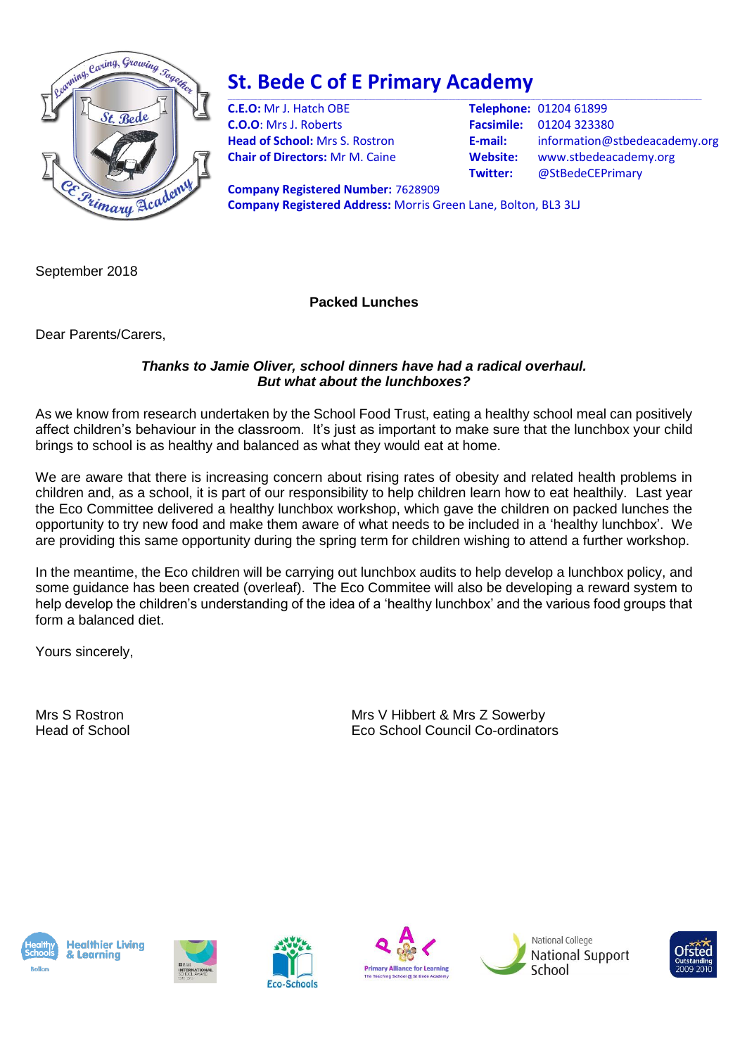# St. Bede C of E Primary Academy

**C.E.O:** Mr J. Hatch OBE
**C.O.O**: Mrs J. Roberts
**Head of School:** Mrs S. Rostron
**Chair of Directors:** Mr M. Caine

**Telephone:** 01204 61899
**Facsimile:** 01204 323380
**E-mail:** information@stbedeacademy.org
**Website:** www.stbedeacademy.org
**Twitter:** @StBedeCEPrimary

**Company Registered Number:** 7628909
**Company Registered Address:** Morris Green Lane, Bolton, BL3 3LJ

September 2018

**Packed Lunches**

Dear Parents/Carers,

***Thanks to Jamie Oliver, school dinners have had a radical overhaul. But what about the lunchboxes?***

As we know from research undertaken by the School Food Trust, eating a healthy school meal can positively affect children's behaviour in the classroom. It's just as important to make sure that the lunchbox your child brings to school is as healthy and balanced as what they would eat at home.

We are aware that there is increasing concern about rising rates of obesity and related health problems in children and, as a school, it is part of our responsibility to help children learn how to eat healthily. Last year the Eco Committee delivered a healthy lunchbox workshop, which gave the children on packed lunches the opportunity to try new food and make them aware of what needs to be included in a 'healthy lunchbox'. We are providing this same opportunity during the spring term for children wishing to attend a further workshop.

In the meantime, the Eco children will be carrying out lunchbox audits to help develop a lunchbox policy, and some guidance has been created (overleaf). The Eco Commitee will also be developing a reward system to help develop the children's understanding of the idea of a 'healthy lunchbox' and the various food groups that form a balanced diet.

Yours sincerely,

Mrs S Rostron
Head of School

Mrs V Hibbert & Mrs Z Sowerby
Eco School Council Co-ordinators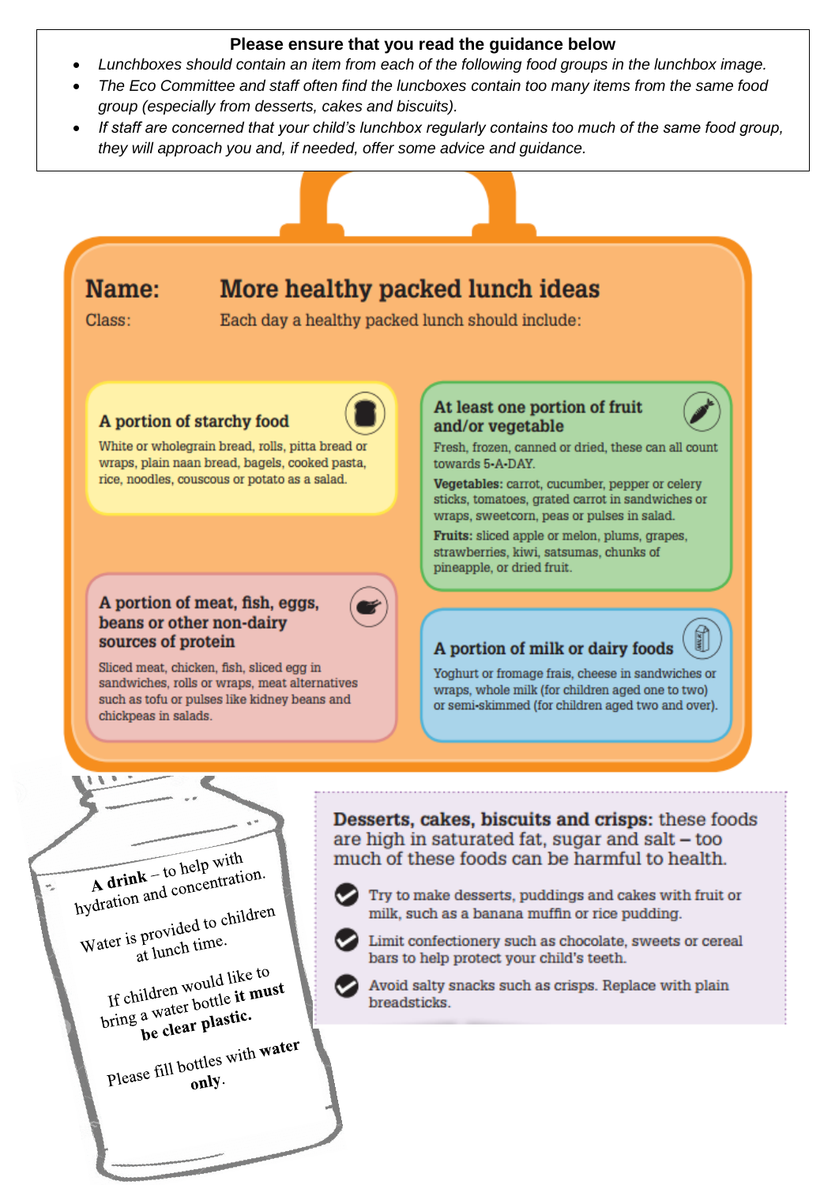**Please ensure that you read the guidance below**

- *Lunchboxes should contain an item from each of the following food groups in the lunchbox image.*
- *The Eco Committee and staff often find the luncboxes contain too many items from the same food group (especially from desserts, cakes and biscuits).*
- *If staff are concerned that your child's lunchbox regularly contains too much of the same food group, they will approach you and, if needed, offer some advice and guidance.*

**Name:**

Class:

## More healthy packed lunch ideas

Each day a healthy packed lunch should include:

### A portion of starchy food

White or wholegrain bread, rolls, pitta bread or wraps, plain naan bread, bagels, cooked pasta, rice, noodles, couscous or potato as a salad.

### At least one portion of fruit and/or vegetable

Fresh, frozen, canned or dried, these can all count towards 5-A-DAY.

**Vegetables:** carrot, cucumber, pepper or celery sticks, tomatoes, grated carrot in sandwiches or wraps, sweetcorn, peas or pulses in salad.

**Fruits:** sliced apple or melon, plums, grapes, strawberries, kiwi, satsumas, chunks of pineapple, or dried fruit.

### A portion of meat, fish, eggs, beans or other non-dairy sources of protein

Sliced meat, chicken, fish, sliced egg in sandwiches, rolls or wraps, meat alternatives such as tofu or pulses like kidney beans and chickpeas in salads.

### A portion of milk or dairy foods

Yoghurt or fromage frais, cheese in sandwiches or wraps, whole milk (for children aged one to two) or semi-skimmed (for children aged two and over).

**A drink** – to help with hydration and concentration.

Water is provided to children at lunch time.

If children would like to bring a water bottle **it must be clear plastic.**

Please fill bottles with **water only**.

**Desserts, cakes, biscuits and crisps:** these foods are high in saturated fat, sugar and salt – too much of these foods can be harmful to health.

- Try to make desserts, puddings and cakes with fruit or milk, such as a banana muffin or rice pudding.
- Limit confectionery such as chocolate, sweets or cereal bars to help protect your child's teeth.
- Avoid salty snacks such as crisps. Replace with plain breadsticks.